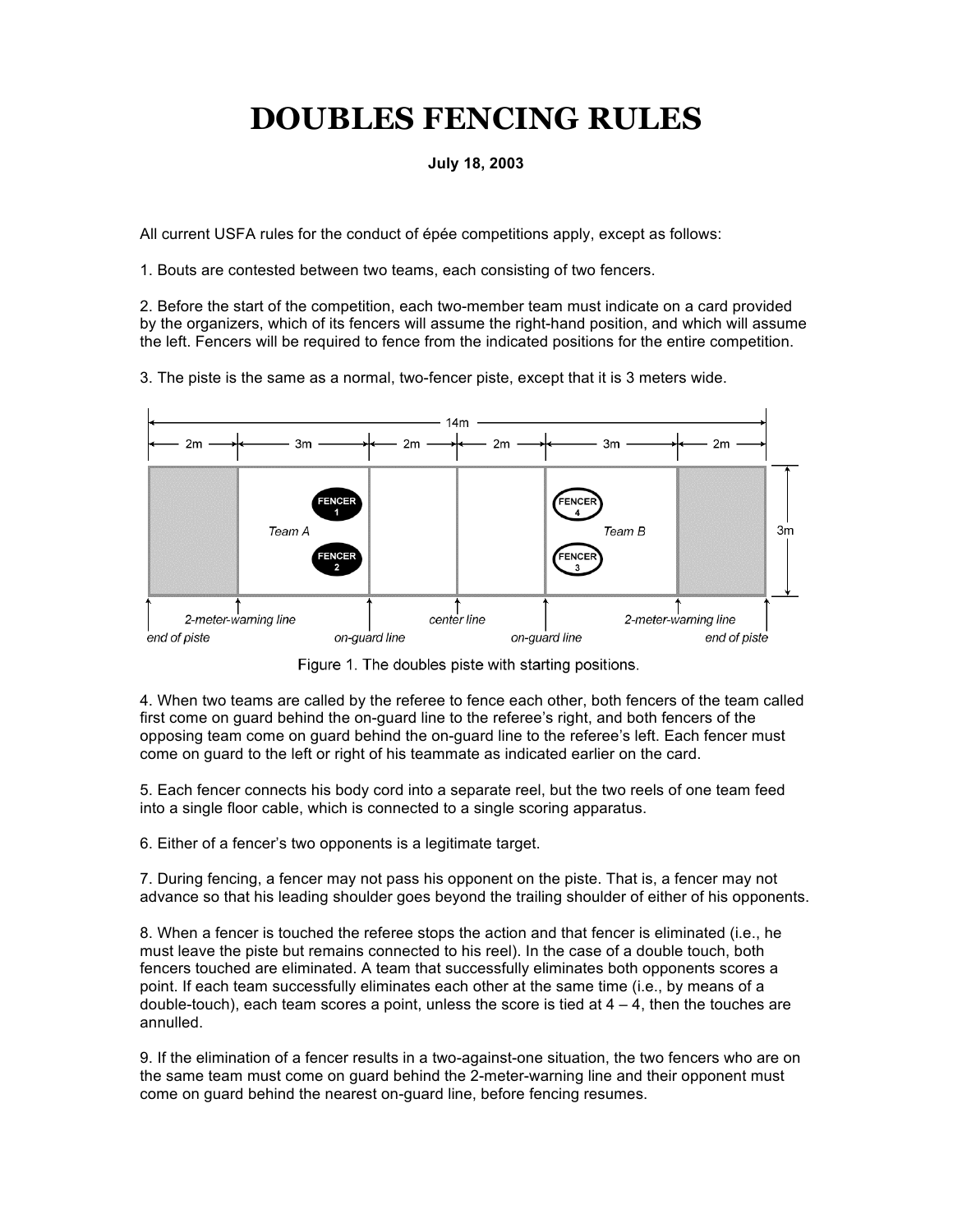# DOUBLES FENCING RULES

**July 18, 2003**

All current USFA rules for the conduct of épée competitions apply, except as follows:

1. Bouts are contested between two teams, each consisting of two fencers.

2. Before the start of the competition, each two-member team must indicate on a card provided by the organizers, which of its fencers will assume the right-hand position, and which will assume the left. Fencers will be required to fence from the indicated positions for the entire competition.

3. The piste is the same as a normal, two-fencer piste, except that it is 3 meters wide.

Figure 1. The doubles piste with starting positions.

4. When two teams are called by the referee to fence each other, both fencers of the team called first come on guard behind the on-guard line to the referee's right, and both fencers of the opposing team come on guard behind the on-guard line to the referee's left. Each fencer must come on guard to the left or right of his teammate as indicated earlier on the card.

5. Each fencer connects his body cord into a separate reel, but the two reels of one team feed into a single floor cable, which is connected to a single scoring apparatus.

6. Either of a fencer's two opponents is a legitimate target.

7. During fencing, a fencer may not pass his opponent on the piste. That is, a fencer may not advance so that his leading shoulder goes beyond the trailing shoulder of either of his opponents.

8. When a fencer is touched the referee stops the action and that fencer is eliminated (i.e., he must leave the piste but remains connected to his reel). In the case of a double touch, both fencers touched are eliminated. A team that successfully eliminates both opponents scores a point. If each team successfully eliminates each other at the same time (i.e., by means of a double-touch), each team scores a point, unless the score is tied at 4 – 4, then the touches are annulled.

9. If the elimination of a fencer results in a two-against-one situation, the two fencers who are on the same team must come on guard behind the 2-meter-warning line and their opponent must come on guard behind the nearest on-guard line, before fencing resumes.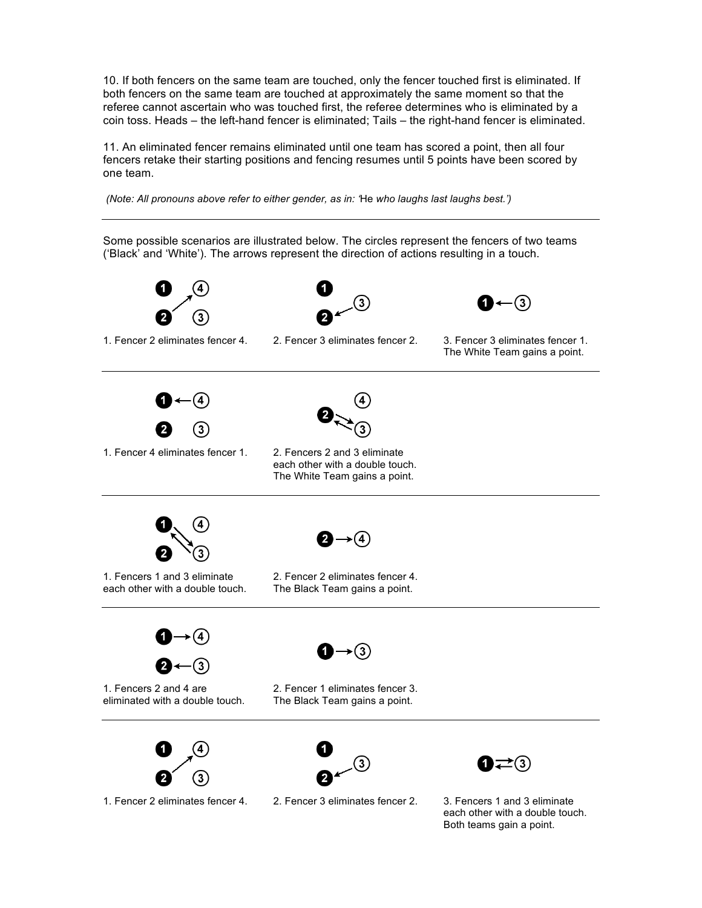10. If both fencers on the same team are touched, only the fencer touched first is eliminated. If both fencers on the same team are touched at approximately the same moment so that the referee cannot ascertain who was touched first, the referee determines who is eliminated by a coin toss. Heads – the left-hand fencer is eliminated; Tails – the right-hand fencer is eliminated.

11. An eliminated fencer remains eliminated until one team has scored a point, then all four fencers retake their starting positions and fencing resumes until 5 points have been scored by one team.

*(Note: All pronouns above refer to either gender, as in: 'He who laughs last laughs best.')*

---

Some possible scenarios are illustrated below. The circles represent the fencers of two teams ('Black' and 'White'). The arrows represent the direction of actions resulting in a touch.

1. Fencer 2 eliminates fencer 4.

2. Fencer 3 eliminates fencer 2.

3. Fencer 3 eliminates fencer 1. The White Team gains a point.

---

1. Fencer 4 eliminates fencer 1.

2. Fencers 2 and 3 eliminate each other with a double touch. The White Team gains a point.

---

1. Fencers 1 and 3 eliminate each other with a double touch.

2. Fencer 2 eliminates fencer 4. The Black Team gains a point.

---

1. Fencers 2 and 4 are eliminated with a double touch.

2. Fencer 1 eliminates fencer 3. The Black Team gains a point.

---

1. Fencer 2 eliminates fencer 4.

2. Fencer 3 eliminates fencer 2.

3. Fencers 1 and 3 eliminate each other with a double touch. Both teams gain a point.